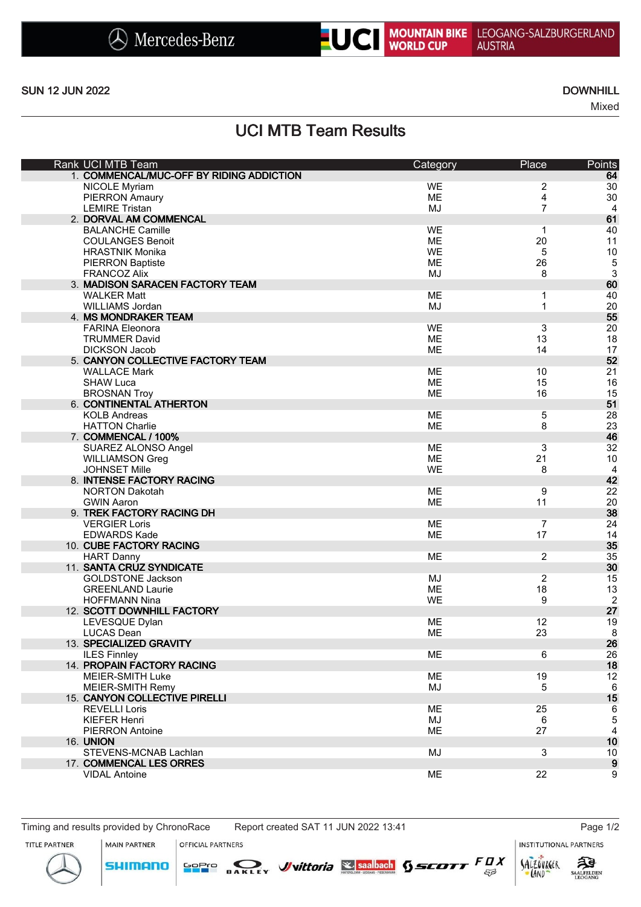Mercedes-Benz | UCI MOUNTAIN BIKE WORLD CUP | LEOGANG-SALZBURGERLAND AUSTRIA

SUN 12 JUN 2022

DOWNHILL

Mixed

# UCI MTB Team Results

| Rank | UCI MTB Team | Category | Place | Points |
|---|---|---|---|---|
| 1. | **COMMENCAL/MUC-OFF BY RIDING ADDICTION** | | | **64** |
| | NICOLE Myriam | WE | 2 | 30 |
| | PIERRON Amaury | ME | 4 | 30 |
| | LEMIRE Tristan | MJ | 7 | 4 |
| 2. | **DORVAL AM COMMENCAL** | | | **61** |
| | BALANCHE Camille | WE | 1 | 40 |
| | COULANGES Benoit | ME | 20 | 11 |
| | HRASTNIK Monika | WE | 5 | 10 |
| | PIERRON Baptiste | ME | 26 | 5 |
| | FRANCOZ Alix | MJ | 8 | 3 |
| 3. | **MADISON SARACEN FACTORY TEAM** | | | **60** |
| | WALKER Matt | ME | 1 | 40 |
| | WILLIAMS Jordan | MJ | 1 | 20 |
| 4. | **MS MONDRAKER TEAM** | | | **55** |
| | FARINA Eleonora | WE | 3 | 20 |
| | TRUMMER David | ME | 13 | 18 |
| | DICKSON Jacob | ME | 14 | 17 |
| 5. | **CANYON COLLECTIVE FACTORY TEAM** | | | **52** |
| | WALLACE Mark | ME | 10 | 21 |
| | SHAW Luca | ME | 15 | 16 |
| | BROSNAN Troy | ME | 16 | 15 |
| 6. | **CONTINENTAL ATHERTON** | | | **51** |
| | KOLB Andreas | ME | 5 | 28 |
| | HATTON Charlie | ME | 8 | 23 |
| 7. | **COMMENCAL / 100%** | | | **46** |
| | SUAREZ ALONSO Angel | ME | 3 | 32 |
| | WILLIAMSON Greg | ME | 21 | 10 |
| | JOHNSET Mille | WE | 8 | 4 |
| 8. | **INTENSE FACTORY RACING** | | | **42** |
| | NORTON Dakotah | ME | 9 | 22 |
| | GWIN Aaron | ME | 11 | 20 |
| 9. | **TREK FACTORY RACING DH** | | | **38** |
| | VERGIER Loris | ME | 7 | 24 |
| | EDWARDS Kade | ME | 17 | 14 |
| 10. | **CUBE FACTORY RACING** | | | **35** |
| | HART Danny | ME | 2 | 35 |
| 11. | **SANTA CRUZ SYNDICATE** | | | **30** |
| | GOLDSTONE Jackson | MJ | 2 | 15 |
| | GREENLAND Laurie | ME | 18 | 13 |
| | HOFFMANN Nina | WE | 9 | 2 |
| 12. | **SCOTT DOWNHILL FACTORY** | | | **27** |
| | LEVESQUE Dylan | ME | 12 | 19 |
| | LUCAS Dean | ME | 23 | 8 |
| 13. | **SPECIALIZED GRAVITY** | | | **26** |
| | ILES Finnley | ME | 6 | 26 |
| 14. | **PROPAIN FACTORY RACING** | | | **18** |
| | MEIER-SMITH Luke | ME | 19 | 12 |
| | MEIER-SMITH Remy | MJ | 5 | 6 |
| 15. | **CANYON COLLECTIVE PIRELLI** | | | **15** |
| | REVELLI Loris | ME | 25 | 6 |
| | KIEFER Henri | MJ | 6 | 5 |
| | PIERRON Antoine | ME | 27 | 4 |
| 16. | **UNION** | | | **10** |
| | STEVENS-MCNAB Lachlan | MJ | 3 | 10 |
| 17. | **COMMENCAL LES ORRES** | | | **9** |
| | VIDAL Antoine | ME | 22 | 9 |

Timing and results provided by ChronoRace    Report created SAT 11 JUN 2022 13:41

TITLE PARTNER | MAIN PARTNER | OFFICIAL PARTNERS | INSTITUTIONAL PARTNERS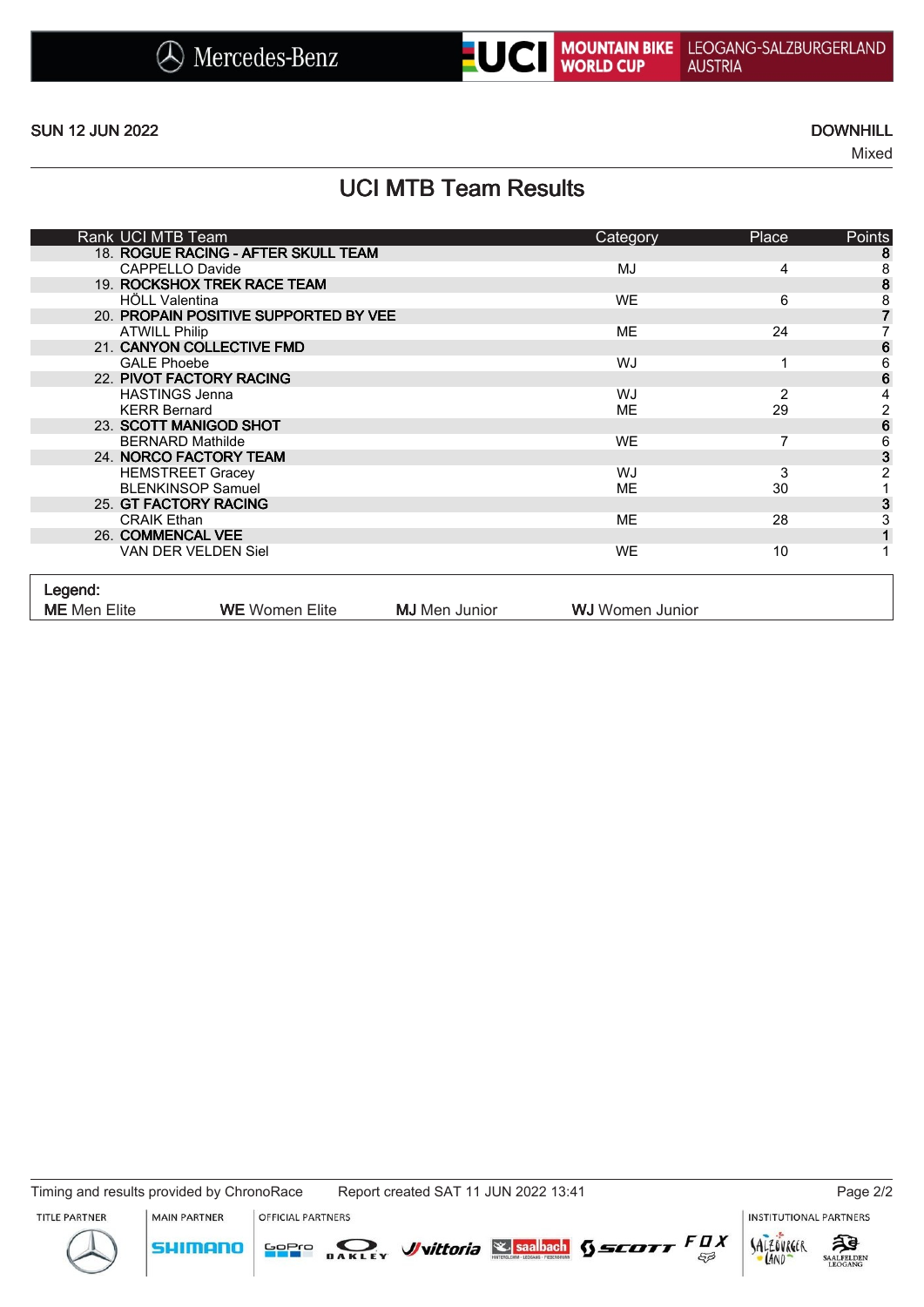SUN 12 JUN 2022

DOWNHILL

Mixed

# UCI MTB Team Results

| Rank | UCI MTB Team | Category | Place | Points |
|---|---|---|---|---|
| 18. | **ROGUE RACING - AFTER SKULL TEAM** | | | **8** |
| | CAPPELLO Davide | MJ | 4 | 8 |
| 19. | **ROCKSHOX TREK RACE TEAM** | | | **8** |
| | HÖLL Valentina | WE | 6 | 8 |
| 20. | **PROPAIN POSITIVE SUPPORTED BY VEE** | | | **7** |
| | ATWILL Philip | ME | 24 | 7 |
| 21. | **CANYON COLLECTIVE FMD** | | | **6** |
| | GALE Phoebe | WJ | 1 | 6 |
| 22. | **PIVOT FACTORY RACING** | | | **6** |
| | HASTINGS Jenna | WJ | 2 | 4 |
| | KERR Bernard | ME | 29 | 2 |
| 23. | **SCOTT MANIGOD SHOT** | | | **6** |
| | BERNARD Mathilde | WE | 7 | 6 |
| 24. | **NORCO FACTORY TEAM** | | | **3** |
| | HEMSTREET Gracey | WJ | 3 | 2 |
| | BLENKINSOP Samuel | ME | 30 | 1 |
| 25. | **GT FACTORY RACING** | | | **3** |
| | CRAIK Ethan | ME | 28 | 3 |
| 26. | **COMMENCAL VEE** | | | **1** |
| | VAN DER VELDEN Siel | WE | 10 | 1 |

Legend:
**ME** Men Elite **WE** Women Elite **MJ** Men Junior **WJ** Women Junior

Timing and results provided by ChronoRace Report created SAT 11 JUN 2022 13:41